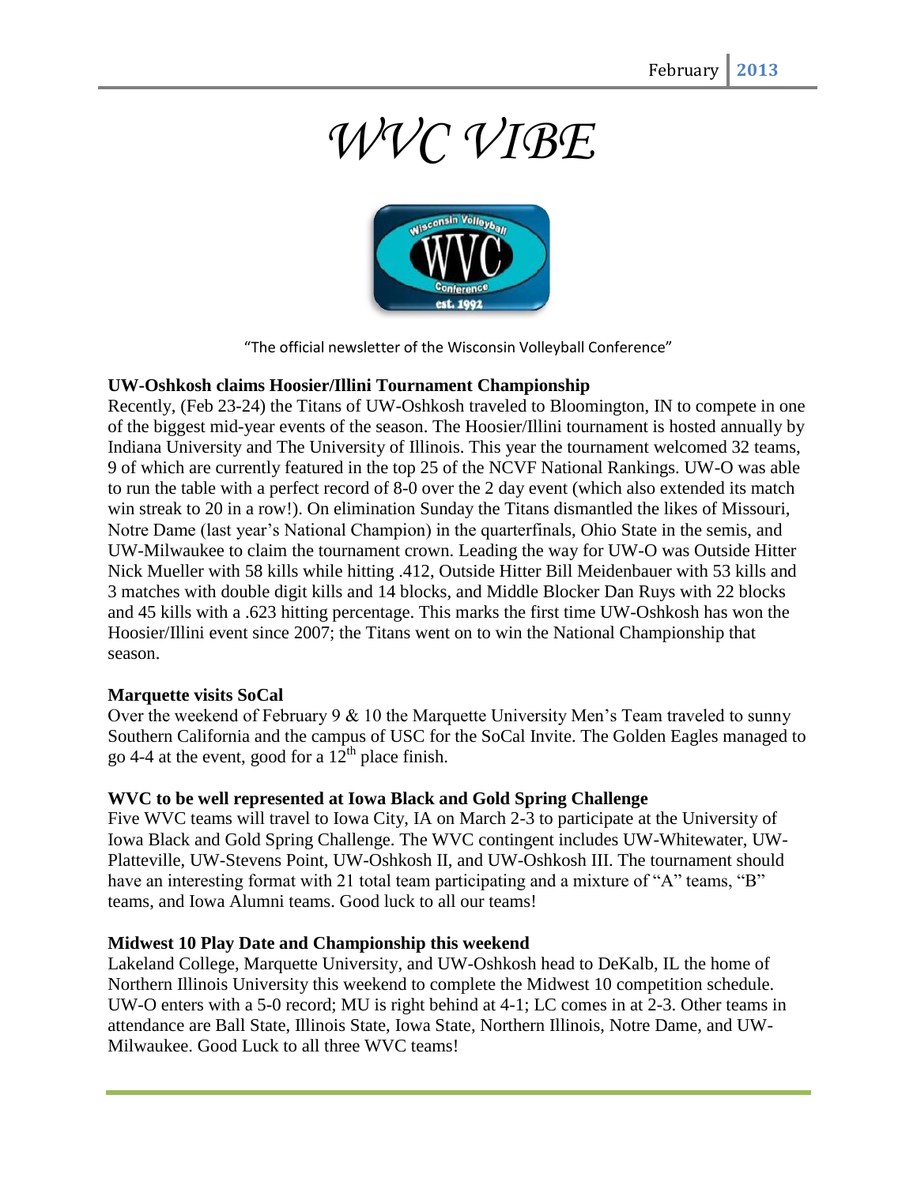# *WVC VIBE*

"The official newsletter of the Wisconsin Volleyball Conference"

### UW-Oshkosh claims Hoosier/Illini Tournament Championship

Recently, (Feb 23-24) the Titans of UW-Oshkosh traveled to Bloomington, IN to compete in one of the biggest mid-year events of the season. The Hoosier/Illini tournament is hosted annually by Indiana University and The University of Illinois. This year the tournament welcomed 32 teams, 9 of which are currently featured in the top 25 of the NCVF National Rankings. UW-O was able to run the table with a perfect record of 8-0 over the 2 day event (which also extended its match win streak to 20 in a row!). On elimination Sunday the Titans dismantled the likes of Missouri, Notre Dame (last year's National Champion) in the quarterfinals, Ohio State in the semis, and UW-Milwaukee to claim the tournament crown. Leading the way for UW-O was Outside Hitter Nick Mueller with 58 kills while hitting .412, Outside Hitter Bill Meidenbauer with 53 kills and 3 matches with double digit kills and 14 blocks, and Middle Blocker Dan Ruys with 22 blocks and 45 kills with a .623 hitting percentage. This marks the first time UW-Oshkosh has won the Hoosier/Illini event since 2007; the Titans went on to win the National Championship that season.

### Marquette visits SoCal

Over the weekend of February 9 & 10 the Marquette University Men's Team traveled to sunny Southern California and the campus of USC for the SoCal Invite. The Golden Eagles managed to go 4-4 at the event, good for a 12th place finish.

### WVC to be well represented at Iowa Black and Gold Spring Challenge

Five WVC teams will travel to Iowa City, IA on March 2-3 to participate at the University of Iowa Black and Gold Spring Challenge. The WVC contingent includes UW-Whitewater, UW-Platteville, UW-Stevens Point, UW-Oshkosh II, and UW-Oshkosh III. The tournament should have an interesting format with 21 total team participating and a mixture of "A" teams, "B" teams, and Iowa Alumni teams. Good luck to all our teams!

### Midwest 10 Play Date and Championship this weekend

Lakeland College, Marquette University, and UW-Oshkosh head to DeKalb, IL the home of Northern Illinois University this weekend to complete the Midwest 10 competition schedule. UW-O enters with a 5-0 record; MU is right behind at 4-1; LC comes in at 2-3. Other teams in attendance are Ball State, Illinois State, Iowa State, Northern Illinois, Notre Dame, and UW-Milwaukee. Good Luck to all three WVC teams!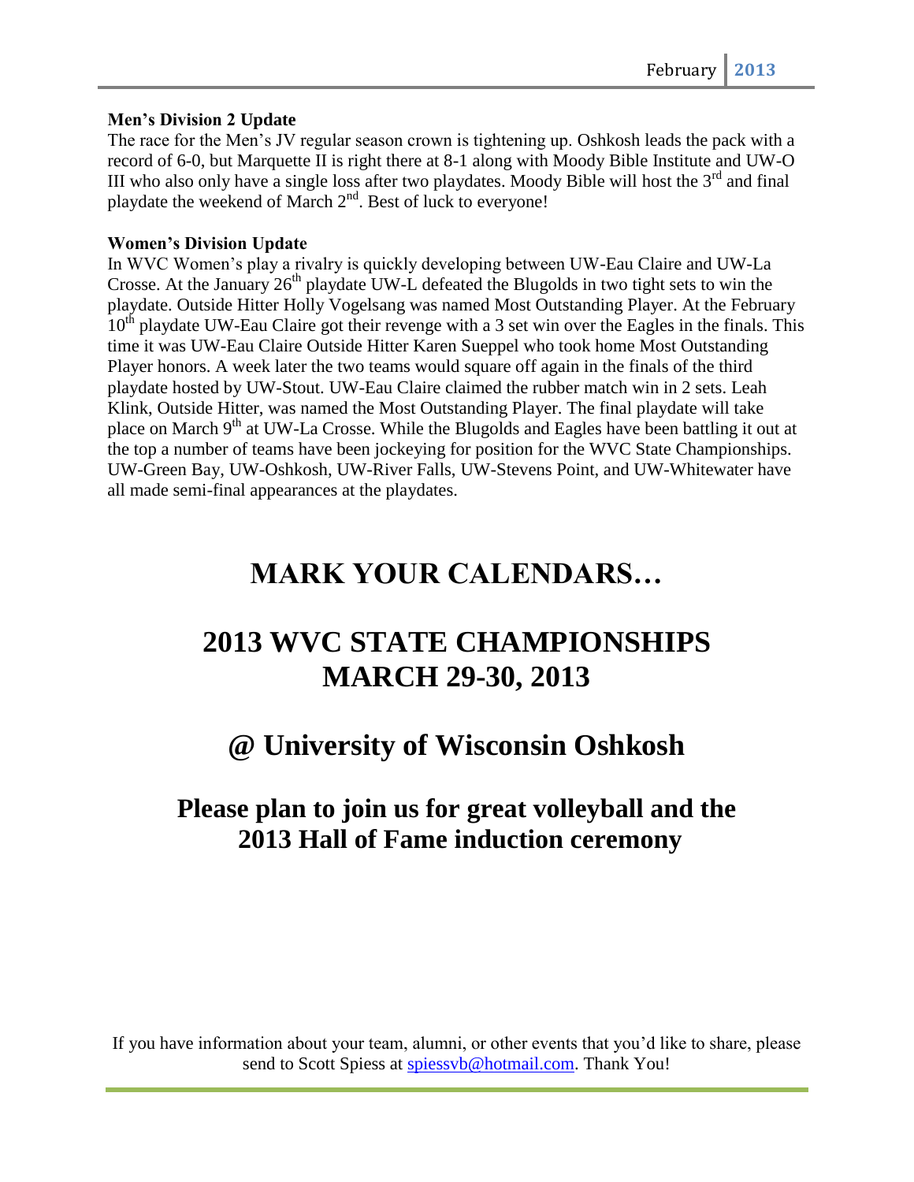**Men's Division 2 Update**

The race for the Men's JV regular season crown is tightening up. Oshkosh leads the pack with a record of 6-0, but Marquette II is right there at 8-1 along with Moody Bible Institute and UW-O III who also only have a single loss after two playdates. Moody Bible will host the 3rd and final playdate the weekend of March 2nd. Best of luck to everyone!

**Women's Division Update**

In WVC Women's play a rivalry is quickly developing between UW-Eau Claire and UW-La Crosse. At the January 26th playdate UW-L defeated the Blugolds in two tight sets to win the playdate. Outside Hitter Holly Vogelsang was named Most Outstanding Player. At the February 10th playdate UW-Eau Claire got their revenge with a 3 set win over the Eagles in the finals. This time it was UW-Eau Claire Outside Hitter Karen Sueppel who took home Most Outstanding Player honors. A week later the two teams would square off again in the finals of the third playdate hosted by UW-Stout. UW-Eau Claire claimed the rubber match win in 2 sets. Leah Klink, Outside Hitter, was named the Most Outstanding Player. The final playdate will take place on March 9th at UW-La Crosse. While the Blugolds and Eagles have been battling it out at the top a number of teams have been jockeying for position for the WVC State Championships. UW-Green Bay, UW-Oshkosh, UW-River Falls, UW-Stevens Point, and UW-Whitewater have all made semi-final appearances at the playdates.

# MARK YOUR CALENDARS…

# 2013 WVC STATE CHAMPIONSHIPS MARCH 29-30, 2013

## @ University of Wisconsin Oshkosh

### Please plan to join us for great volleyball and the 2013 Hall of Fame induction ceremony

If you have information about your team, alumni, or other events that you'd like to share, please send to Scott Spiess at spiessvb@hotmail.com. Thank You!